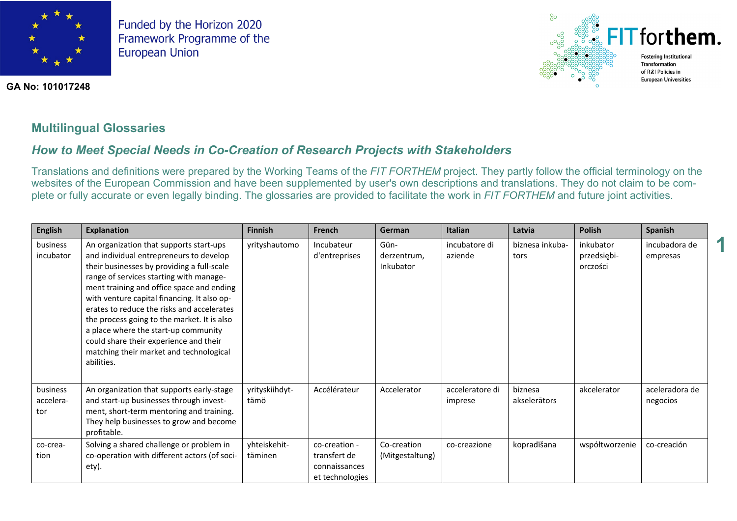Funded by the Horizon 2020 Framework Programme of the European Union

GA No: 101017248

FIT forthem. Fostering Institutional Transformation of R&I Policies in European Universities

## Multilingual Glossaries

### *How to Meet Special Needs in Co-Creation of Research Projects with Stakeholders*

Translations and definitions were prepared by the Working Teams of the *FIT FORTHEM* project. They partly follow the official terminology on the websites of the European Commission and have been supplemented by user's own descriptions and translations. They do not claim to be complete or fully accurate or even legally binding. The glossaries are provided to facilitate the work in *FIT FORTHEM* and future joint activities.

| English | Explanation | Finnish | French | German | Italian | Latvia | Polish | Spanish |
|---|---|---|---|---|---|---|---|---|
| business incubator | An organization that supports start-ups and individual entrepreneurs to develop their businesses by providing a full-scale range of services starting with management training and office space and ending with venture capital financing. It also operates to reduce the risks and accelerates the process going to the market. It is also a place where the start-up community could share their experience and their matching their market and technological abilities. | yrityshautomo | Incubateur d'entreprises | Gründerzentrum, Inkubator | incubatore di aziende | biznesa inkubators | inkubator przedsiębiorczości | incubadora de empresas |
| business accelerator | An organization that supports early-stage and start-up businesses through investment, short-term mentoring and training. They help businesses to grow and become profitable. | yrityskiihdyttämö | Accélérateur | Accelerator | acceleratore di imprese | biznesa akselerātors | akcelerator | aceleradora de negocios |
| co-creation | Solving a shared challenge or problem in co-operation with different actors (of society). | yhteiskehittäminen | co-creation - transfert de connaissances et technologies | Co-creation (Mitgestaltung) | co-creazione | kopradīšana | współtworzenie | co-creación |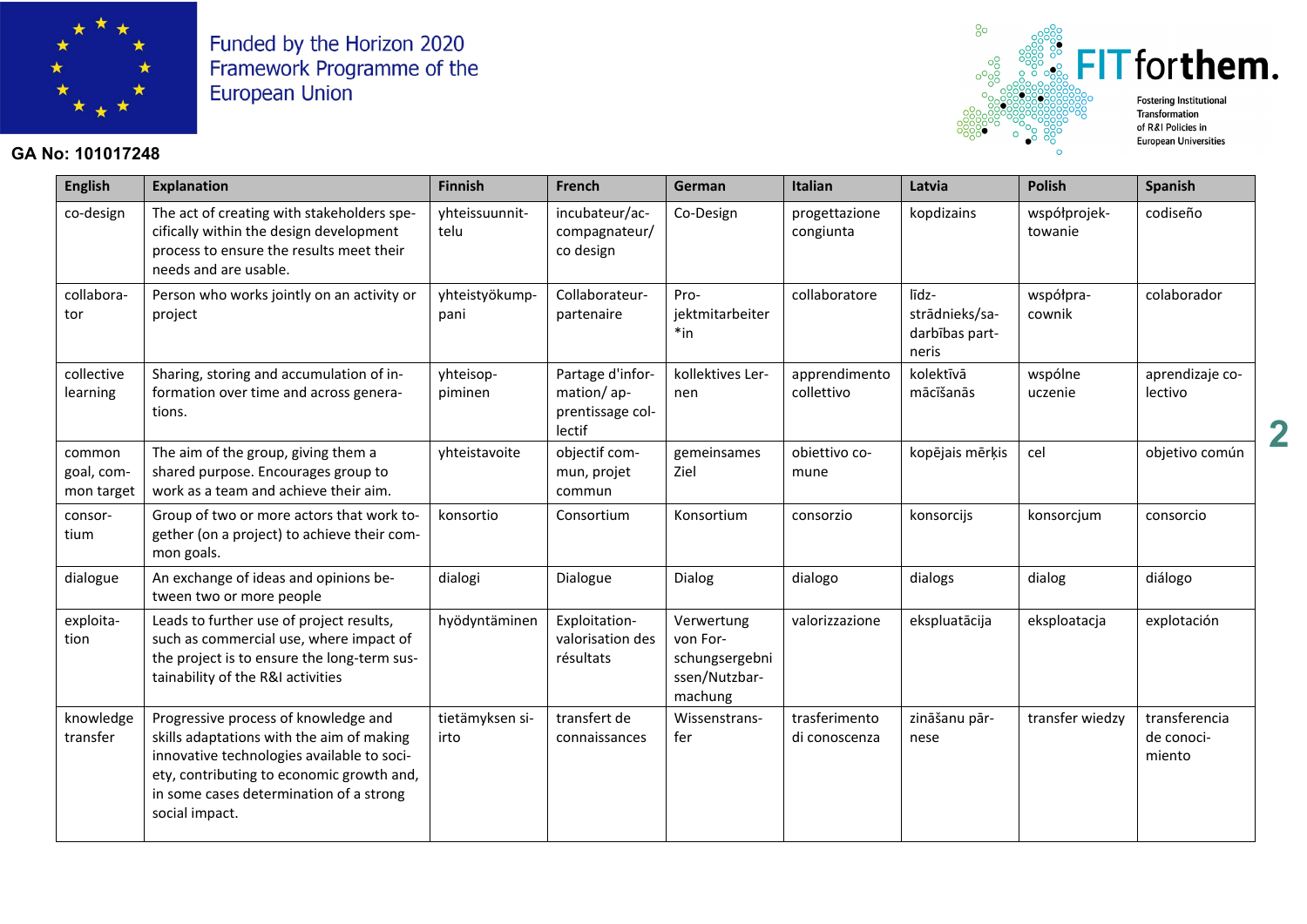| English | Explanation | Finnish | French | German | Italian | Latvia | Polish | Spanish |
|---|---|---|---|---|---|---|---|---|
| co-design | The act of creating with stakeholders specifically within the design development process to ensure the results meet their needs and are usable. | yhteissuunnittelu | incubateur/accompagnateur/ co design | Co-Design | progettazione congiunta | kopdizains | współprojektowanie | codiseño |
| collaborator | Person who works jointly on an activity or project | yhteistyökumppani | Collaborateur-partenaire | Projektmitarbeiter*in | collaboratore | līdzstrādnieks/sadarbības partneris | współpracownik | colaborador |
| collective learning | Sharing, storing and accumulation of information over time and across generations. | yhteisoppiminen | Partage d'information/ apprentissage collectif | kollektives Lernen | apprendimento collettivo | kolektīvā mācīšanās | wspólne uczenie | aprendizaje colectivo |
| common goal, common target | The aim of the group, giving them a shared purpose. Encourages group to work as a team and achieve their aim. | yhteistavoite | objectif commun, projet commun | gemeinsames Ziel | obiettivo comune | kopējais mērķis | cel | objetivo común |
| consortium | Group of two or more actors that work together (on a project) to achieve their common goals. | konsortio | Consortium | Konsortium | consorzio | konsorcijs | konsorcjum | consorcio |
| dialogue | An exchange of ideas and opinions between two or more people | dialogi | Dialogue | Dialog | dialogo | dialogs | dialog | diálogo |
| exploitation | Leads to further use of project results, such as commercial use, where impact of the project is to ensure the long-term sustainability of the R&I activities | hyödyntäminen | Exploitation-valorisation des résultats | Verwertung von Forschungsergebnissen/Nutzbarmachung | valorizzazione | ekspluatācija | eksploatacja | explotación |
| knowledge transfer | Progressive process of knowledge and skills adaptations with the aim of making innovative technologies available to society, contributing to economic growth and, in some cases determination of a strong social impact. | tietämyksen siirto | transfert de connaissances | Wissenstransfer | trasferimento di conoscenza | zināšanu pārnese | transfer wiedzy | transferencia de conocimiento |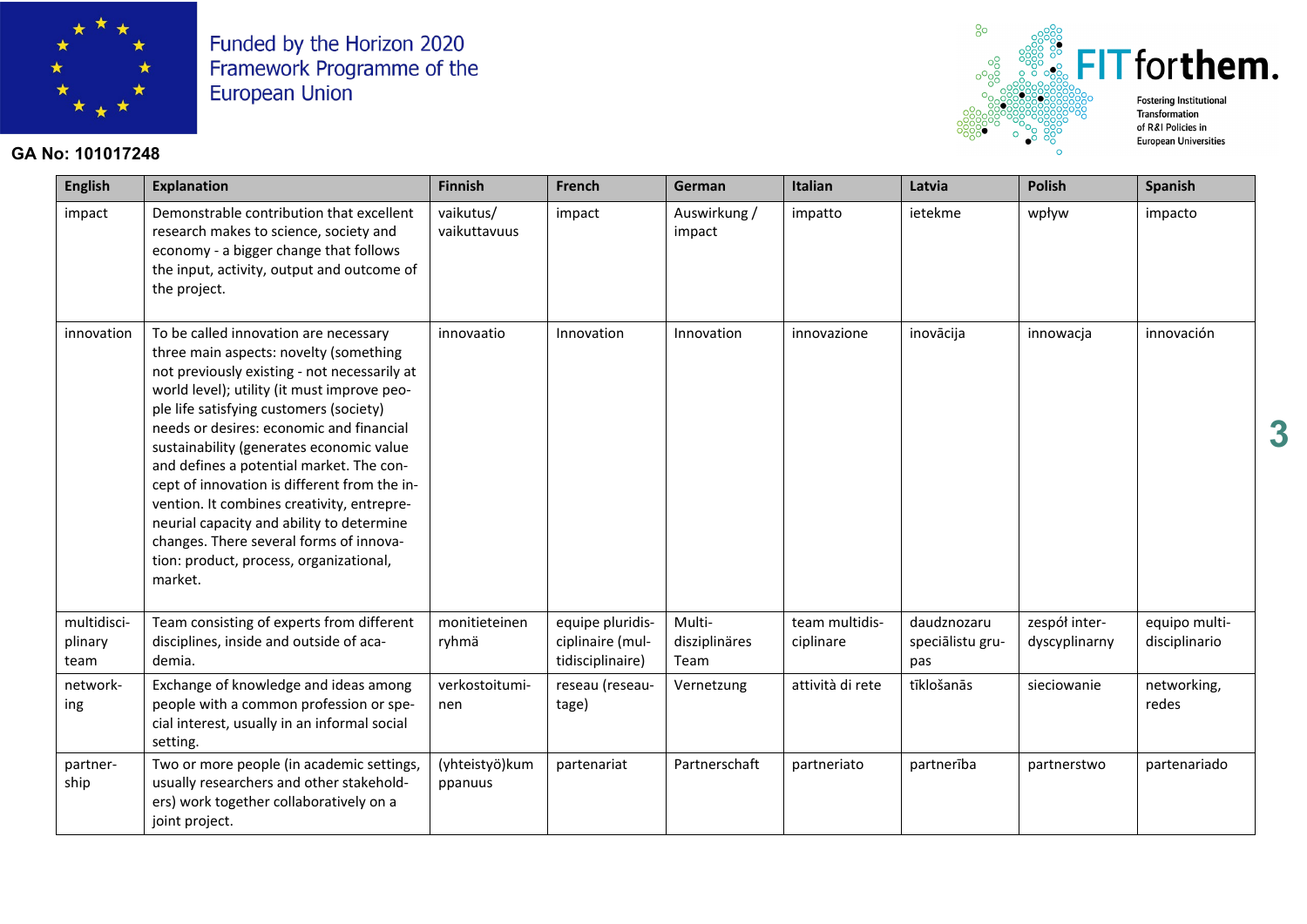| English | Explanation | Finnish | French | German | Italian | Latvia | Polish | Spanish |
|---|---|---|---|---|---|---|---|---|
| impact | Demonstrable contribution that excellent research makes to science, society and economy - a bigger change that follows the input, activity, output and outcome of the project. | vaikutus/ vaikuttavuus | impact | Auswirkung / impact | impatto | ietekme | wpływ | impacto |
| innovation | To be called innovation are necessary three main aspects: novelty (something not previously existing - not necessarily at world level); utility (it must improve people life satisfying customers (society) needs or desires: economic and financial sustainability (generates economic value and defines a potential market. The concept of innovation is different from the invention. It combines creativity, entrepreneurial capacity and ability to determine changes. There several forms of innovation: product, process, organizational, market. | innovaatio | Innovation | Innovation | innovazione | inovācija | innowacja | innovación |
| multidisciplinary team | Team consisting of experts from different disciplines, inside and outside of academia. | monitieteinen ryhmä | equipe pluridisciplinaire (multidisciplinaire) | Multidisziplinäres Team | team multidisciplinare | daudznozaru speciālistu grupas | zespół interdyscyplinarny | equipo multidisciplinario |
| networking | Exchange of knowledge and ideas among people with a common profession or special interest, usually in an informal social setting. | verkostoituminen | reseau (reseautage) | Vernetzung | attività di rete | tīklošanās | sieciowanie | networking, redes |
| partnership | Two or more people (in academic settings, usually researchers and other stakeholders) work together collaboratively on a joint project. | (yhteistyö)kumppanuus | partenariat | Partnerschaft | partneriato | partnerība | partnerstwo | partenariado |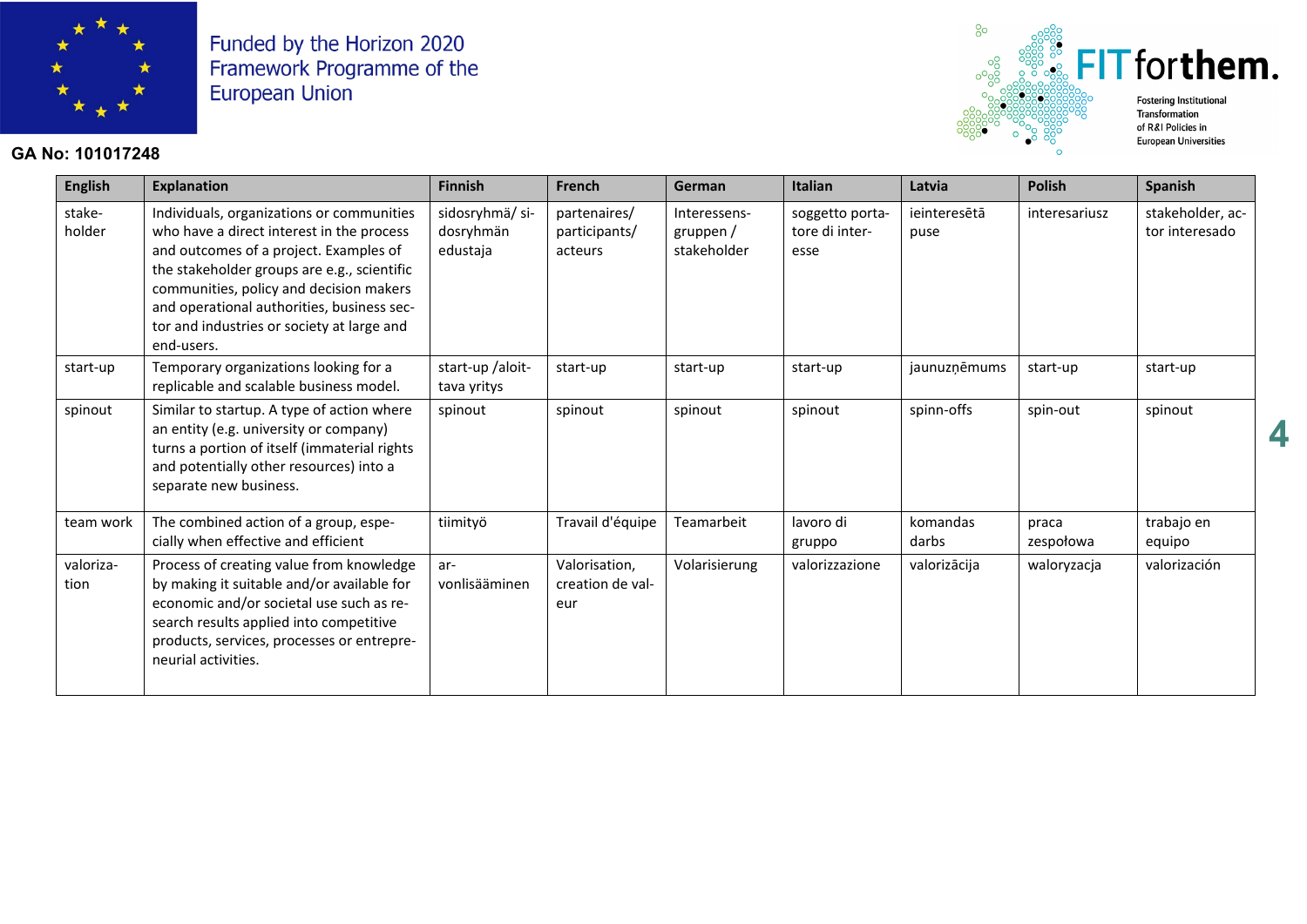| English | Explanation | Finnish | French | German | Italian | Latvia | Polish | Spanish |
|---|---|---|---|---|---|---|---|---|
| stake-holder | Individuals, organizations or communities who have a direct interest in the process and outcomes of a project. Examples of the stakeholder groups are e.g., scientific communities, policy and decision makers and operational authorities, business sector and industries or society at large and end-users. | sidosryhmä/ sidosryhmän edustaja | partenaires/ participants/ acteurs | Interessens-gruppen / stakeholder | soggetto portatore di interesse | ieinteresētā puse | interesariusz | stakeholder, actor interesado |
| start-up | Temporary organizations looking for a replicable and scalable business model. | start-up /aloittava yritys | start-up | start-up | start-up | jaunuzņēmums | start-up | start-up |
| spinout | Similar to startup. A type of action where an entity (e.g. university or company) turns a portion of itself (immaterial rights and potentially other resources) into a separate new business. | spinout | spinout | spinout | spinout | spinn-offs | spin-out | spinout |
| team work | The combined action of a group, especially when effective and efficient | tiimityö | Travail d'équipe | Teamarbeit | lavoro di gruppo | komandas darbs | praca zespołowa | trabajo en equipo |
| valoriza-tion | Process of creating value from knowledge by making it suitable and/or available for economic and/or societal use such as research results applied into competitive products, services, processes or entrepreneurial activities. | arvonlisääminen | Valorisation, creation de valeur | Volarisierung | valorizzazione | valorizācija | waloryzacja | valorización |